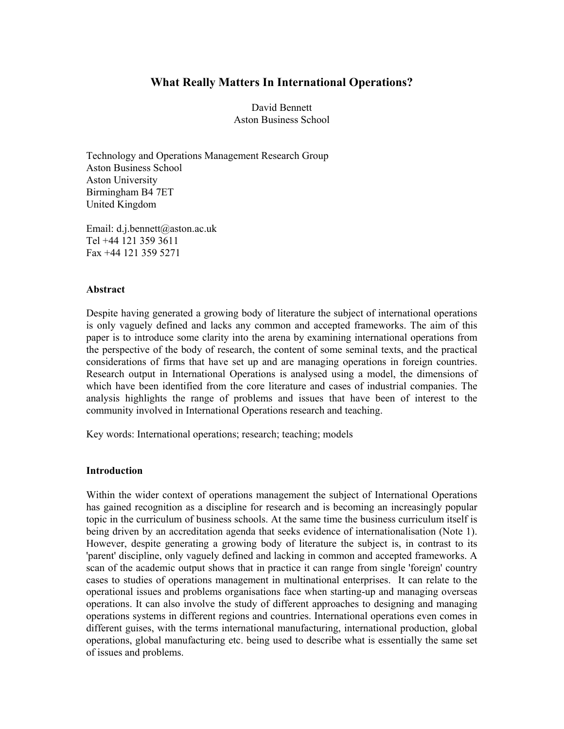# What Really Matters In International Operations?

David Bennett
Aston Business School

Technology and Operations Management Research Group
Aston Business School
Aston University
Birmingham B4 7ET
United Kingdom

Email: d.j.bennett@aston.ac.uk
Tel +44 121 359 3611
Fax +44 121 359 5271

## Abstract

Despite having generated a growing body of literature the subject of international operations is only vaguely defined and lacks any common and accepted frameworks. The aim of this paper is to introduce some clarity into the arena by examining international operations from the perspective of the body of research, the content of some seminal texts, and the practical considerations of firms that have set up and are managing operations in foreign countries. Research output in International Operations is analysed using a model, the dimensions of which have been identified from the core literature and cases of industrial companies. The analysis highlights the range of problems and issues that have been of interest to the community involved in International Operations research and teaching.

Key words: International operations; research; teaching; models

## Introduction

Within the wider context of operations management the subject of International Operations has gained recognition as a discipline for research and is becoming an increasingly popular topic in the curriculum of business schools. At the same time the business curriculum itself is being driven by an accreditation agenda that seeks evidence of internationalisation (Note 1). However, despite generating a growing body of literature the subject is, in contrast to its 'parent' discipline, only vaguely defined and lacking in common and accepted frameworks. A scan of the academic output shows that in practice it can range from single 'foreign' country cases to studies of operations management in multinational enterprises. It can relate to the operational issues and problems organisations face when starting-up and managing overseas operations. It can also involve the study of different approaches to designing and managing operations systems in different regions and countries. International operations even comes in different guises, with the terms international manufacturing, international production, global operations, global manufacturing etc. being used to describe what is essentially the same set of issues and problems.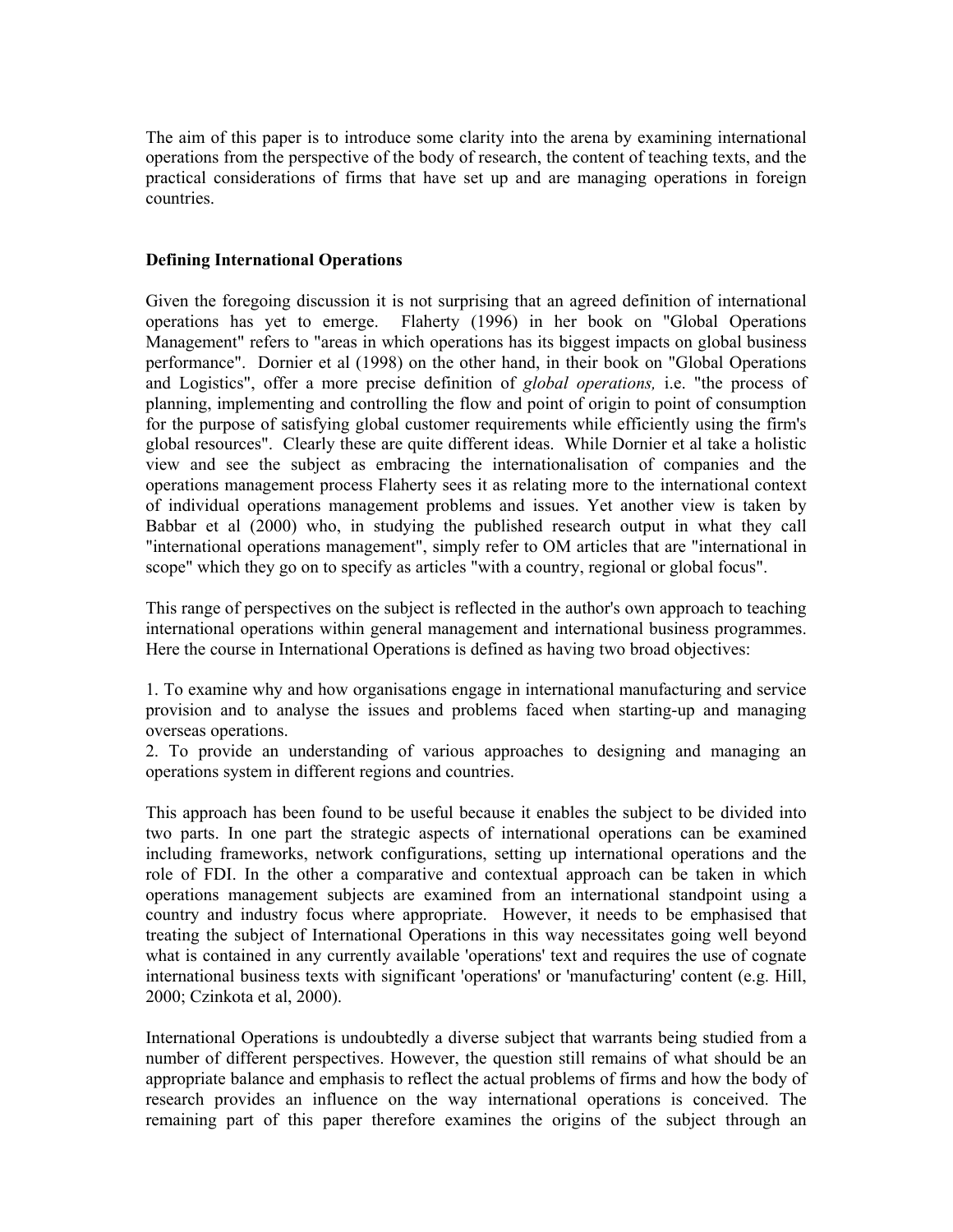The aim of this paper is to introduce some clarity into the arena by examining international operations from the perspective of the body of research, the content of teaching texts, and the practical considerations of firms that have set up and are managing operations in foreign countries.

**Defining International Operations**

Given the foregoing discussion it is not surprising that an agreed definition of international operations has yet to emerge. Flaherty (1996) in her book on "Global Operations Management" refers to "areas in which operations has its biggest impacts on global business performance". Dornier et al (1998) on the other hand, in their book on "Global Operations and Logistics", offer a more precise definition of *global operations,* i.e. "the process of planning, implementing and controlling the flow and point of origin to point of consumption for the purpose of satisfying global customer requirements while efficiently using the firm's global resources". Clearly these are quite different ideas. While Dornier et al take a holistic view and see the subject as embracing the internationalisation of companies and the operations management process Flaherty sees it as relating more to the international context of individual operations management problems and issues. Yet another view is taken by Babbar et al (2000) who, in studying the published research output in what they call "international operations management", simply refer to OM articles that are "international in scope" which they go on to specify as articles "with a country, regional or global focus".

This range of perspectives on the subject is reflected in the author's own approach to teaching international operations within general management and international business programmes. Here the course in International Operations is defined as having two broad objectives:

1. To examine why and how organisations engage in international manufacturing and service provision and to analyse the issues and problems faced when starting-up and managing overseas operations.
2. To provide an understanding of various approaches to designing and managing an operations system in different regions and countries.

This approach has been found to be useful because it enables the subject to be divided into two parts. In one part the strategic aspects of international operations can be examined including frameworks, network configurations, setting up international operations and the role of FDI. In the other a comparative and contextual approach can be taken in which operations management subjects are examined from an international standpoint using a country and industry focus where appropriate. However, it needs to be emphasised that treating the subject of International Operations in this way necessitates going well beyond what is contained in any currently available 'operations' text and requires the use of cognate international business texts with significant 'operations' or 'manufacturing' content (e.g. Hill, 2000; Czinkota et al, 2000).

International Operations is undoubtedly a diverse subject that warrants being studied from a number of different perspectives. However, the question still remains of what should be an appropriate balance and emphasis to reflect the actual problems of firms and how the body of research provides an influence on the way international operations is conceived. The remaining part of this paper therefore examines the origins of the subject through an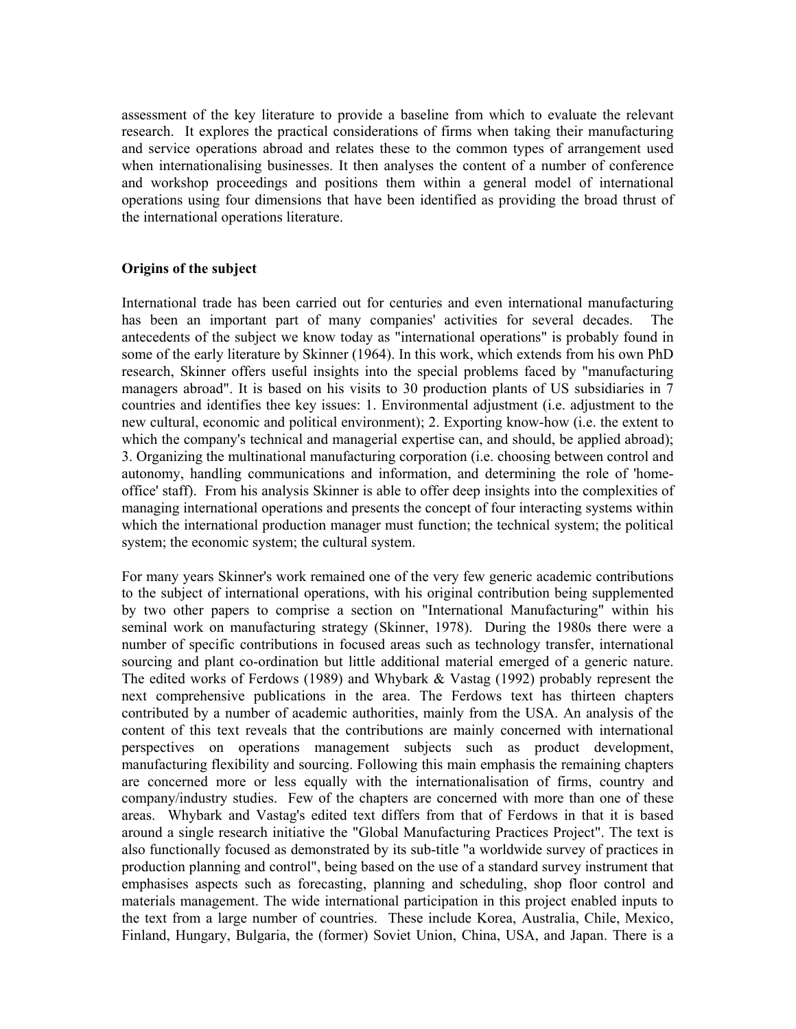assessment of the key literature to provide a baseline from which to evaluate the relevant research. It explores the practical considerations of firms when taking their manufacturing and service operations abroad and relates these to the common types of arrangement used when internationalising businesses. It then analyses the content of a number of conference and workshop proceedings and positions them within a general model of international operations using four dimensions that have been identified as providing the broad thrust of the international operations literature.

## Origins of the subject

International trade has been carried out for centuries and even international manufacturing has been an important part of many companies' activities for several decades. The antecedents of the subject we know today as "international operations" is probably found in some of the early literature by Skinner (1964). In this work, which extends from his own PhD research, Skinner offers useful insights into the special problems faced by "manufacturing managers abroad". It is based on his visits to 30 production plants of US subsidiaries in 7 countries and identifies thee key issues: 1. Environmental adjustment (i.e. adjustment to the new cultural, economic and political environment); 2. Exporting know-how (i.e. the extent to which the company's technical and managerial expertise can, and should, be applied abroad); 3. Organizing the multinational manufacturing corporation (i.e. choosing between control and autonomy, handling communications and information, and determining the role of 'home-office' staff). From his analysis Skinner is able to offer deep insights into the complexities of managing international operations and presents the concept of four interacting systems within which the international production manager must function; the technical system; the political system; the economic system; the cultural system.

For many years Skinner's work remained one of the very few generic academic contributions to the subject of international operations, with his original contribution being supplemented by two other papers to comprise a section on "International Manufacturing" within his seminal work on manufacturing strategy (Skinner, 1978). During the 1980s there were a number of specific contributions in focused areas such as technology transfer, international sourcing and plant co-ordination but little additional material emerged of a generic nature. The edited works of Ferdows (1989) and Whybark & Vastag (1992) probably represent the next comprehensive publications in the area. The Ferdows text has thirteen chapters contributed by a number of academic authorities, mainly from the USA. An analysis of the content of this text reveals that the contributions are mainly concerned with international perspectives on operations management subjects such as product development, manufacturing flexibility and sourcing. Following this main emphasis the remaining chapters are concerned more or less equally with the internationalisation of firms, country and company/industry studies. Few of the chapters are concerned with more than one of these areas. Whybark and Vastag's edited text differs from that of Ferdows in that it is based around a single research initiative the "Global Manufacturing Practices Project". The text is also functionally focused as demonstrated by its sub-title "a worldwide survey of practices in production planning and control", being based on the use of a standard survey instrument that emphasises aspects such as forecasting, planning and scheduling, shop floor control and materials management. The wide international participation in this project enabled inputs to the text from a large number of countries. These include Korea, Australia, Chile, Mexico, Finland, Hungary, Bulgaria, the (former) Soviet Union, China, USA, and Japan. There is a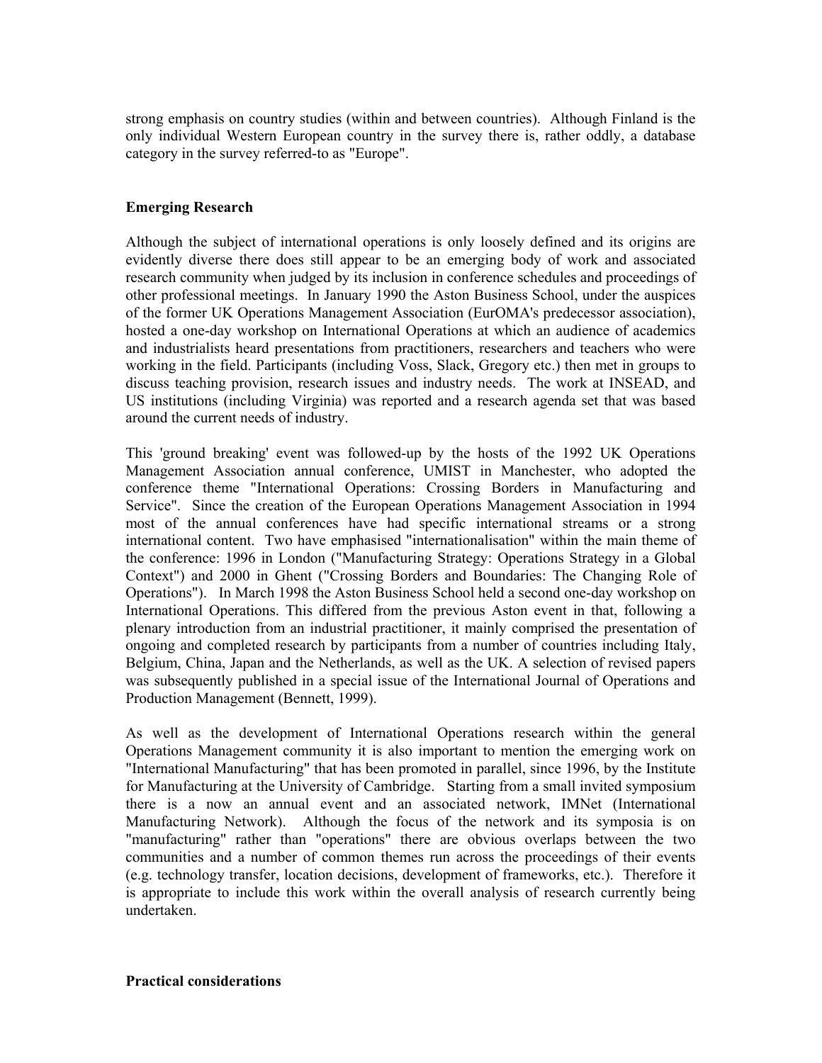strong emphasis on country studies (within and between countries). Although Finland is the only individual Western European country in the survey there is, rather oddly, a database category in the survey referred-to as "Europe".

## Emerging Research

Although the subject of international operations is only loosely defined and its origins are evidently diverse there does still appear to be an emerging body of work and associated research community when judged by its inclusion in conference schedules and proceedings of other professional meetings. In January 1990 the Aston Business School, under the auspices of the former UK Operations Management Association (EurOMA's predecessor association), hosted a one-day workshop on International Operations at which an audience of academics and industrialists heard presentations from practitioners, researchers and teachers who were working in the field. Participants (including Voss, Slack, Gregory etc.) then met in groups to discuss teaching provision, research issues and industry needs. The work at INSEAD, and US institutions (including Virginia) was reported and a research agenda set that was based around the current needs of industry.

This 'ground breaking' event was followed-up by the hosts of the 1992 UK Operations Management Association annual conference, UMIST in Manchester, who adopted the conference theme "International Operations: Crossing Borders in Manufacturing and Service". Since the creation of the European Operations Management Association in 1994 most of the annual conferences have had specific international streams or a strong international content. Two have emphasised "internationalisation" within the main theme of the conference: 1996 in London ("Manufacturing Strategy: Operations Strategy in a Global Context") and 2000 in Ghent ("Crossing Borders and Boundaries: The Changing Role of Operations"). In March 1998 the Aston Business School held a second one-day workshop on International Operations. This differed from the previous Aston event in that, following a plenary introduction from an industrial practitioner, it mainly comprised the presentation of ongoing and completed research by participants from a number of countries including Italy, Belgium, China, Japan and the Netherlands, as well as the UK. A selection of revised papers was subsequently published in a special issue of the International Journal of Operations and Production Management (Bennett, 1999).

As well as the development of International Operations research within the general Operations Management community it is also important to mention the emerging work on "International Manufacturing" that has been promoted in parallel, since 1996, by the Institute for Manufacturing at the University of Cambridge. Starting from a small invited symposium there is a now an annual event and an associated network, IMNet (International Manufacturing Network). Although the focus of the network and its symposia is on "manufacturing" rather than "operations" there are obvious overlaps between the two communities and a number of common themes run across the proceedings of their events (e.g. technology transfer, location decisions, development of frameworks, etc.). Therefore it is appropriate to include this work within the overall analysis of research currently being undertaken.

## Practical considerations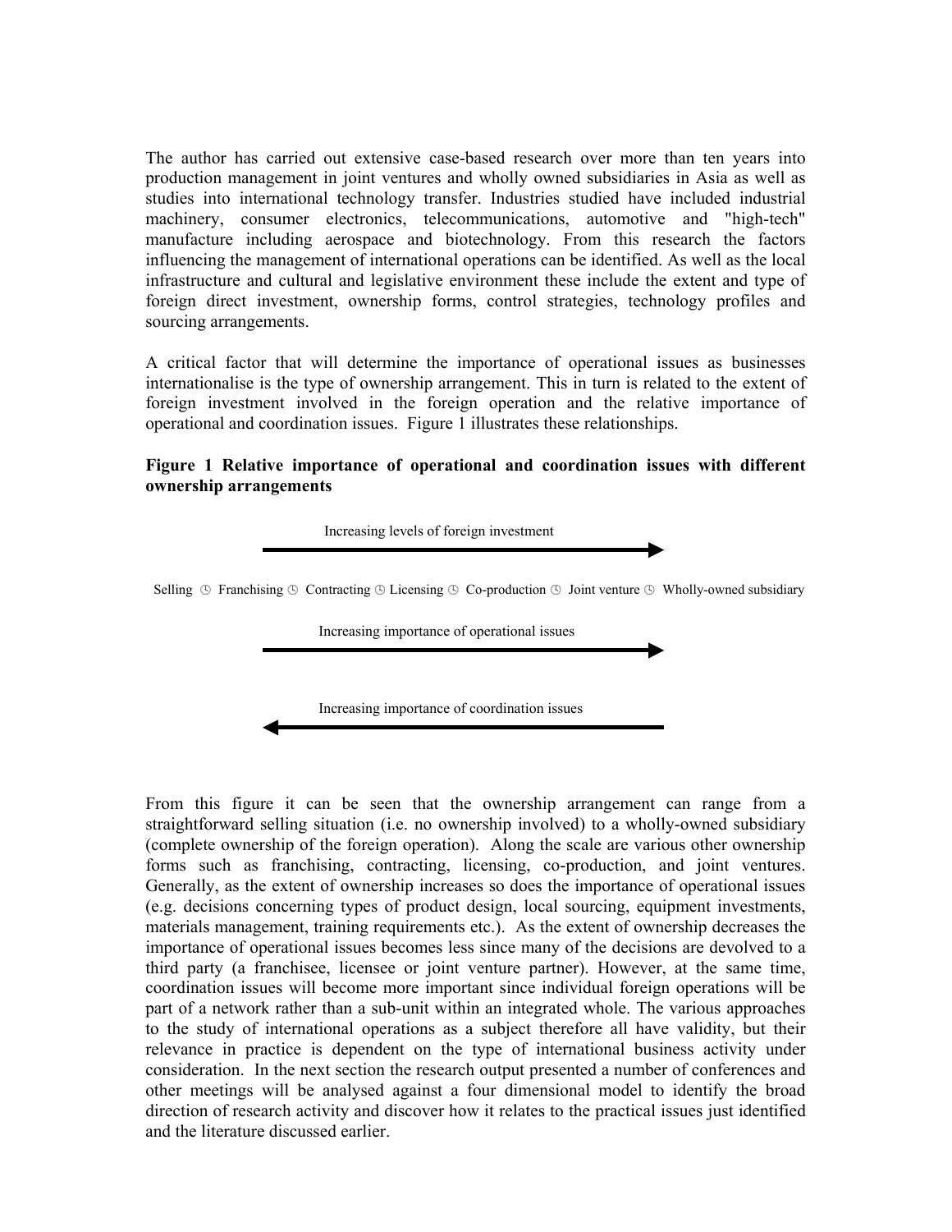The author has carried out extensive case-based research over more than ten years into production management in joint ventures and wholly owned subsidiaries in Asia as well as studies into international technology transfer. Industries studied have included industrial machinery, consumer electronics, telecommunications, automotive and "high-tech" manufacture including aerospace and biotechnology. From this research the factors influencing the management of international operations can be identified. As well as the local infrastructure and cultural and legislative environment these include the extent and type of foreign direct investment, ownership forms, control strategies, technology profiles and sourcing arrangements.

A critical factor that will determine the importance of operational issues as businesses internationalise is the type of ownership arrangement. This in turn is related to the extent of foreign investment involved in the foreign operation and the relative importance of operational and coordination issues. Figure 1 illustrates these relationships.

**Figure 1 Relative importance of operational and coordination issues with different ownership arrangements**

Increasing levels of foreign investment →

Selling ◷ Franchising ◷ Contracting ◷ Licensing ◷ Co-production ◷ Joint venture ◷ Wholly-owned subsidiary

Increasing importance of operational issues →

← Increasing importance of coordination issues

From this figure it can be seen that the ownership arrangement can range from a straightforward selling situation (i.e. no ownership involved) to a wholly-owned subsidiary (complete ownership of the foreign operation). Along the scale are various other ownership forms such as franchising, contracting, licensing, co-production, and joint ventures. Generally, as the extent of ownership increases so does the importance of operational issues (e.g. decisions concerning types of product design, local sourcing, equipment investments, materials management, training requirements etc.). As the extent of ownership decreases the importance of operational issues becomes less since many of the decisions are devolved to a third party (a franchisee, licensee or joint venture partner). However, at the same time, coordination issues will become more important since individual foreign operations will be part of a network rather than a sub-unit within an integrated whole. The various approaches to the study of international operations as a subject therefore all have validity, but their relevance in practice is dependent on the type of international business activity under consideration. In the next section the research output presented a number of conferences and other meetings will be analysed against a four dimensional model to identify the broad direction of research activity and discover how it relates to the practical issues just identified and the literature discussed earlier.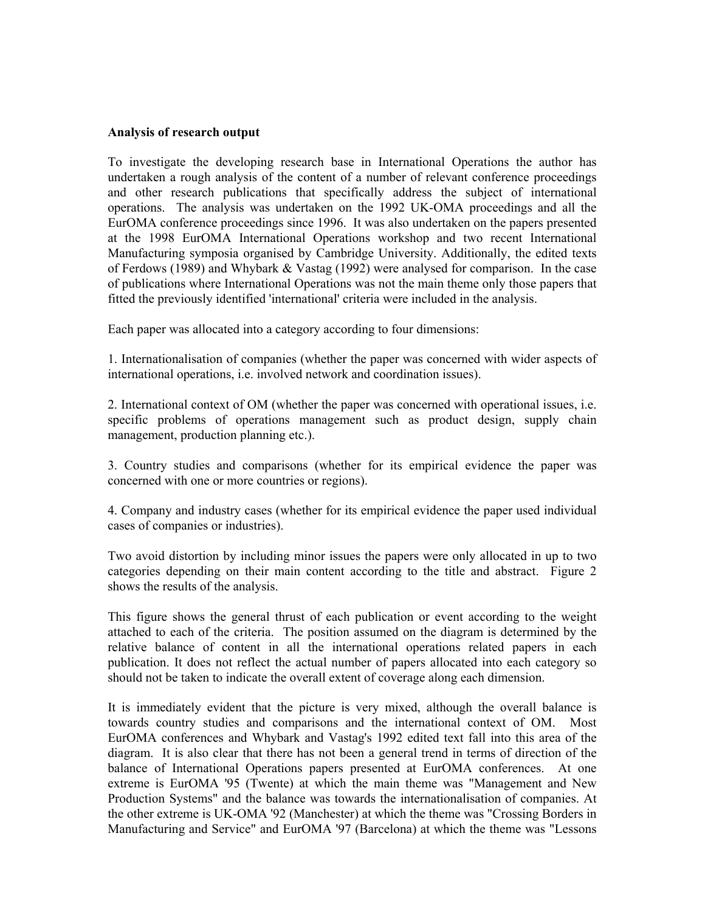**Analysis of research output**

To investigate the developing research base in International Operations the author has undertaken a rough analysis of the content of a number of relevant conference proceedings and other research publications that specifically address the subject of international operations. The analysis was undertaken on the 1992 UK-OMA proceedings and all the EurOMA conference proceedings since 1996. It was also undertaken on the papers presented at the 1998 EurOMA International Operations workshop and two recent International Manufacturing symposia organised by Cambridge University. Additionally, the edited texts of Ferdows (1989) and Whybark & Vastag (1992) were analysed for comparison. In the case of publications where International Operations was not the main theme only those papers that fitted the previously identified 'international' criteria were included in the analysis.

Each paper was allocated into a category according to four dimensions:

1. Internationalisation of companies (whether the paper was concerned with wider aspects of international operations, i.e. involved network and coordination issues).

2. International context of OM (whether the paper was concerned with operational issues, i.e. specific problems of operations management such as product design, supply chain management, production planning etc.).

3. Country studies and comparisons (whether for its empirical evidence the paper was concerned with one or more countries or regions).

4. Company and industry cases (whether for its empirical evidence the paper used individual cases of companies or industries).

Two avoid distortion by including minor issues the papers were only allocated in up to two categories depending on their main content according to the title and abstract. Figure 2 shows the results of the analysis.

This figure shows the general thrust of each publication or event according to the weight attached to each of the criteria. The position assumed on the diagram is determined by the relative balance of content in all the international operations related papers in each publication. It does not reflect the actual number of papers allocated into each category so should not be taken to indicate the overall extent of coverage along each dimension.

It is immediately evident that the picture is very mixed, although the overall balance is towards country studies and comparisons and the international context of OM. Most EurOMA conferences and Whybark and Vastag's 1992 edited text fall into this area of the diagram. It is also clear that there has not been a general trend in terms of direction of the balance of International Operations papers presented at EurOMA conferences. At one extreme is EurOMA '95 (Twente) at which the main theme was "Management and New Production Systems" and the balance was towards the internationalisation of companies. At the other extreme is UK-OMA '92 (Manchester) at which the theme was "Crossing Borders in Manufacturing and Service" and EurOMA '97 (Barcelona) at which the theme was "Lessons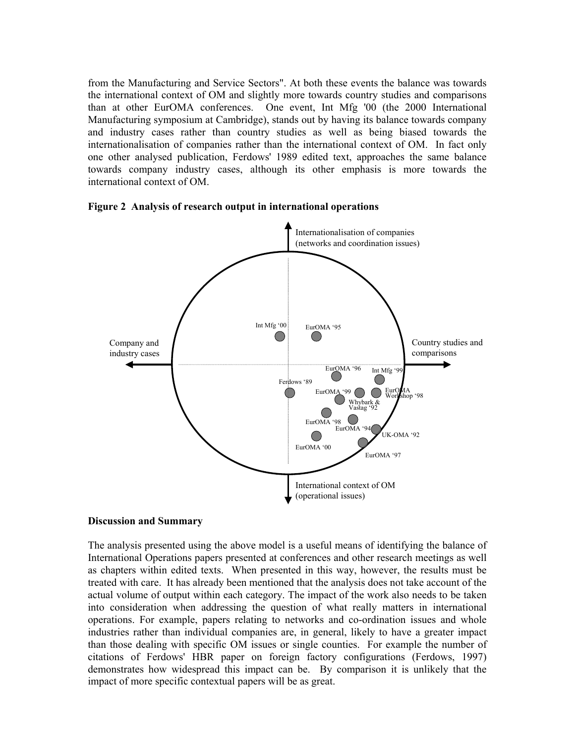from the Manufacturing and Service Sectors". At both these events the balance was towards the international context of OM and slightly more towards country studies and comparisons than at other EurOMA conferences. One event, Int Mfg '00 (the 2000 International Manufacturing symposium at Cambridge), stands out by having its balance towards company and industry cases rather than country studies as well as being biased towards the internationalisation of companies rather than the international context of OM. In fact only one other analysed publication, Ferdows' 1989 edited text, approaches the same balance towards company industry cases, although its other emphasis is more towards the international context of OM.

**Figure 2 Analysis of research output in international operations**

## Discussion and Summary

The analysis presented using the above model is a useful means of identifying the balance of International Operations papers presented at conferences and other research meetings as well as chapters within edited texts. When presented in this way, however, the results must be treated with care. It has already been mentioned that the analysis does not take account of the actual volume of output within each category. The impact of the work also needs to be taken into consideration when addressing the question of what really matters in international operations. For example, papers relating to networks and co-ordination issues and whole industries rather than individual companies are, in general, likely to have a greater impact than those dealing with specific OM issues or single counties. For example the number of citations of Ferdows' HBR paper on foreign factory configurations (Ferdows, 1997) demonstrates how widespread this impact can be. By comparison it is unlikely that the impact of more specific contextual papers will be as great.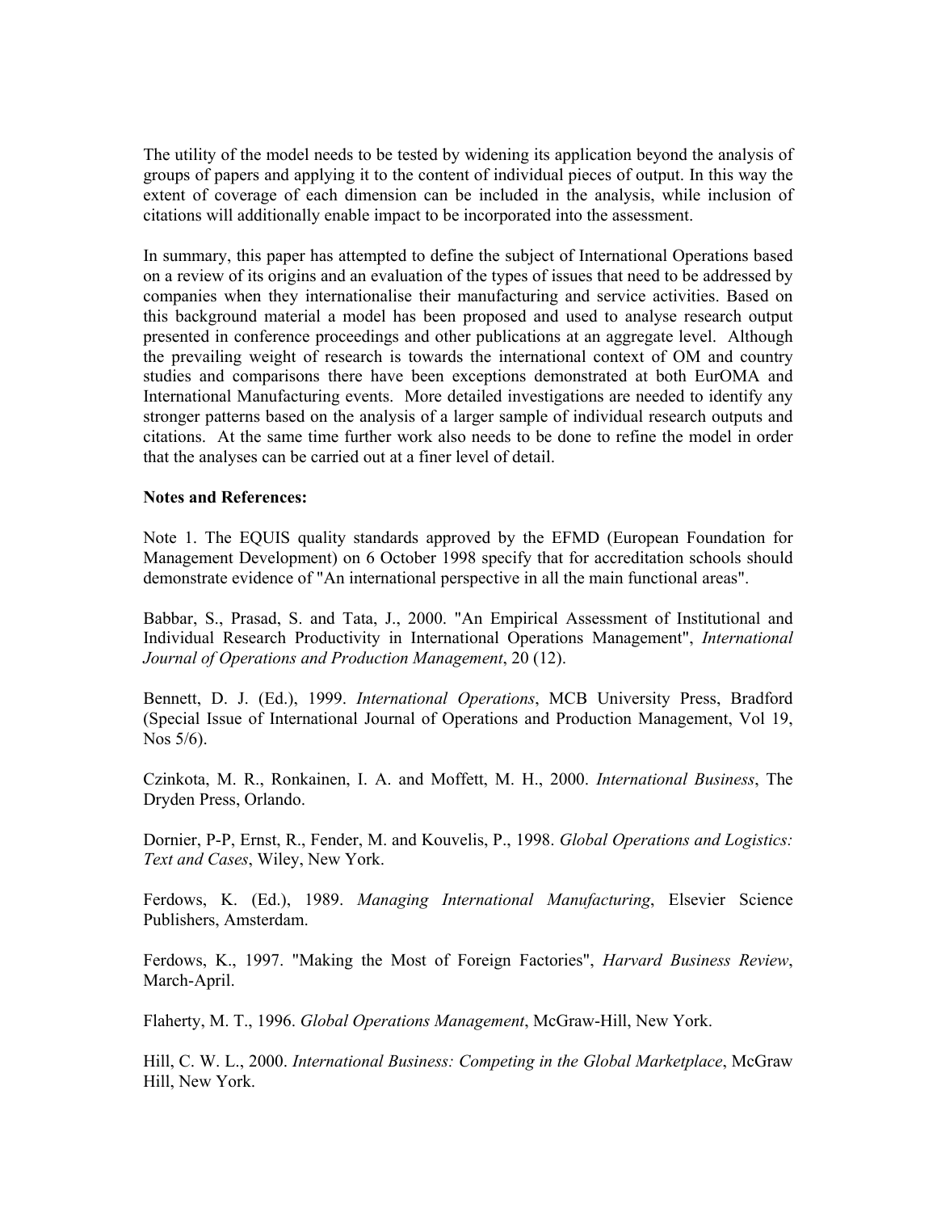The utility of the model needs to be tested by widening its application beyond the analysis of groups of papers and applying it to the content of individual pieces of output. In this way the extent of coverage of each dimension can be included in the analysis, while inclusion of citations will additionally enable impact to be incorporated into the assessment.

In summary, this paper has attempted to define the subject of International Operations based on a review of its origins and an evaluation of the types of issues that need to be addressed by companies when they internationalise their manufacturing and service activities. Based on this background material a model has been proposed and used to analyse research output presented in conference proceedings and other publications at an aggregate level. Although the prevailing weight of research is towards the international context of OM and country studies and comparisons there have been exceptions demonstrated at both EurOMA and International Manufacturing events. More detailed investigations are needed to identify any stronger patterns based on the analysis of a larger sample of individual research outputs and citations. At the same time further work also needs to be done to refine the model in order that the analyses can be carried out at a finer level of detail.

**Notes and References:**

Note 1. The EQUIS quality standards approved by the EFMD (European Foundation for Management Development) on 6 October 1998 specify that for accreditation schools should demonstrate evidence of "An international perspective in all the main functional areas".

Babbar, S., Prasad, S. and Tata, J., 2000. "An Empirical Assessment of Institutional and Individual Research Productivity in International Operations Management", *International Journal of Operations and Production Management*, 20 (12).

Bennett, D. J. (Ed.), 1999. *International Operations*, MCB University Press, Bradford (Special Issue of International Journal of Operations and Production Management, Vol 19, Nos 5/6).

Czinkota, M. R., Ronkainen, I. A. and Moffett, M. H., 2000. *International Business*, The Dryden Press, Orlando.

Dornier, P-P, Ernst, R., Fender, M. and Kouvelis, P., 1998. *Global Operations and Logistics: Text and Cases*, Wiley, New York.

Ferdows, K. (Ed.), 1989. *Managing International Manufacturing*, Elsevier Science Publishers, Amsterdam.

Ferdows, K., 1997. "Making the Most of Foreign Factories", *Harvard Business Review*, March-April.

Flaherty, M. T., 1996. *Global Operations Management*, McGraw-Hill, New York.

Hill, C. W. L., 2000. *International Business: Competing in the Global Marketplace*, McGraw Hill, New York.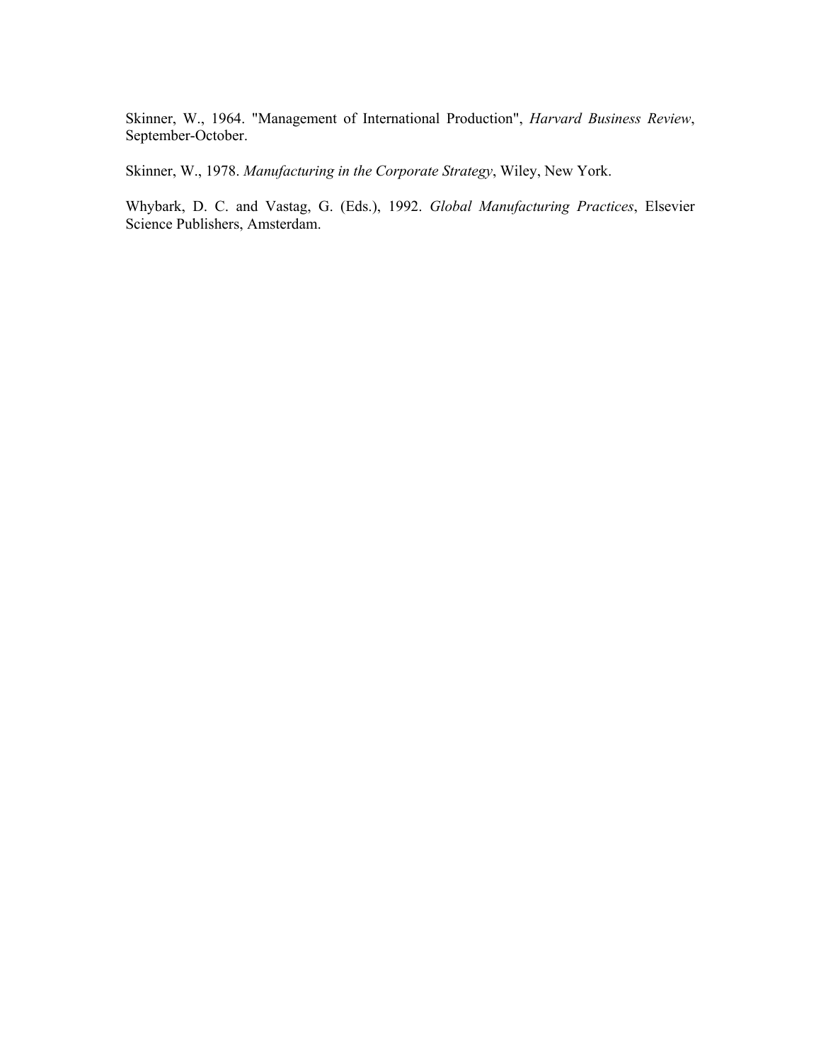Skinner, W., 1964. "Management of International Production", *Harvard Business Review*, September-October.

Skinner, W., 1978. *Manufacturing in the Corporate Strategy*, Wiley, New York.

Whybark, D. C. and Vastag, G. (Eds.), 1992. *Global Manufacturing Practices*, Elsevier Science Publishers, Amsterdam.